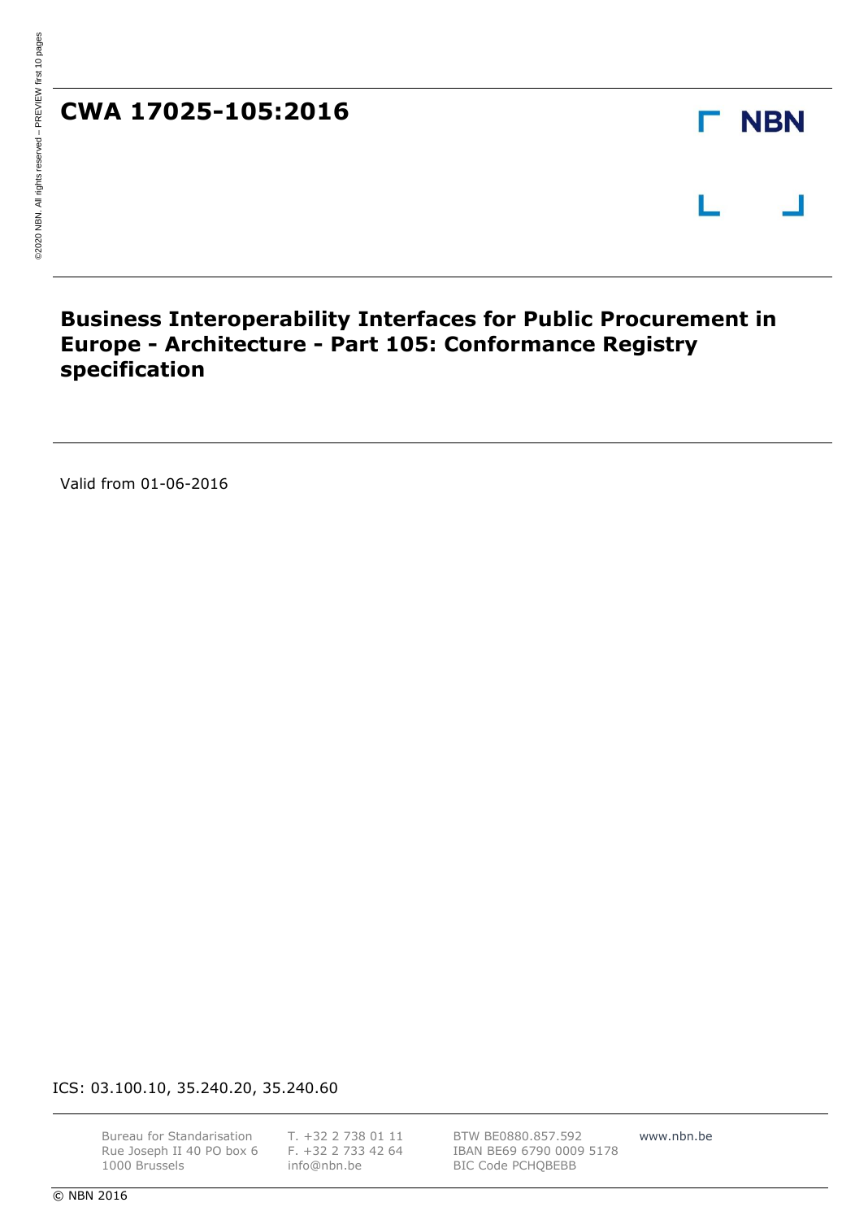# CWA 17025-105:2016

NBN

## Business Interoperability Interfaces for Public Procurement in Europe - Architecture - Part 105: Conformance Registry specification

Valid from 01-06-2016

ICS: 03.100.10, 35.240.20, 35.240.60

Bureau for Standarisation
Rue Joseph II 40 PO box 6
1000 Brussels

T. +32 2 738 01 11
F. +32 2 733 42 64
info@nbn.be

BTW BE0880.857.592
IBAN BE69 6790 0009 5178
BIC Code PCHQBEBB

www.nbn.be

© NBN 2016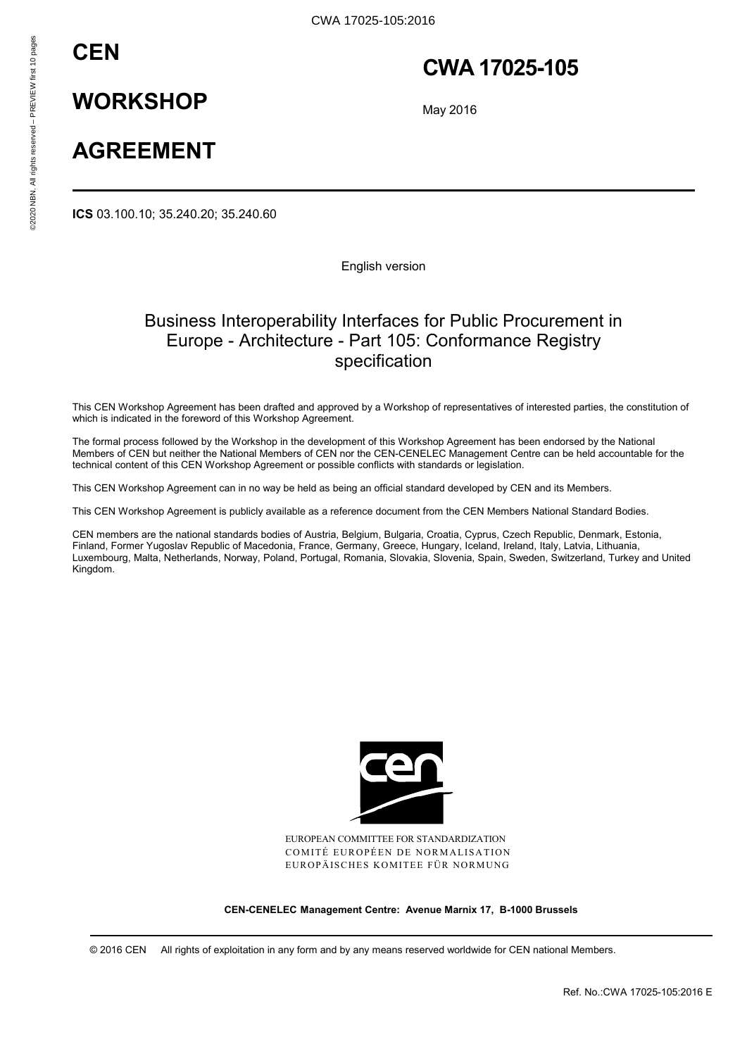# CEN

# WORKSHOP

# AGREEMENT

# CWA 17025-105

May 2016

**ICS** 03.100.10; 35.240.20; 35.240.60

English version

## Business Interoperability Interfaces for Public Procurement in Europe - Architecture - Part 105: Conformance Registry specification

This CEN Workshop Agreement has been drafted and approved by a Workshop of representatives of interested parties, the constitution of which is indicated in the foreword of this Workshop Agreement.

The formal process followed by the Workshop in the development of this Workshop Agreement has been endorsed by the National Members of CEN but neither the National Members of CEN nor the CEN-CENELEC Management Centre can be held accountable for the technical content of this CEN Workshop Agreement or possible conflicts with standards or legislation.

This CEN Workshop Agreement can in no way be held as being an official standard developed by CEN and its Members.

This CEN Workshop Agreement is publicly available as a reference document from the CEN Members National Standard Bodies.

CEN members are the national standards bodies of Austria, Belgium, Bulgaria, Croatia, Cyprus, Czech Republic, Denmark, Estonia, Finland, Former Yugoslav Republic of Macedonia, France, Germany, Greece, Hungary, Iceland, Ireland, Italy, Latvia, Lithuania, Luxembourg, Malta, Netherlands, Norway, Poland, Portugal, Romania, Slovakia, Slovenia, Spain, Sweden, Switzerland, Turkey and United Kingdom.

EUROPEAN COMMITTEE FOR STANDARDIZATION
COMITÉ EUROPÉEN DE NORMALISATION
EUROPÄISCHES KOMITEE FÜR NORMUNG

**CEN-CENELEC Management Centre: Avenue Marnix 17, B-1000 Brussels**

© 2016 CEN All rights of exploitation in any form and by any means reserved worldwide for CEN national Members.

Ref. No.:CWA 17025-105:2016 E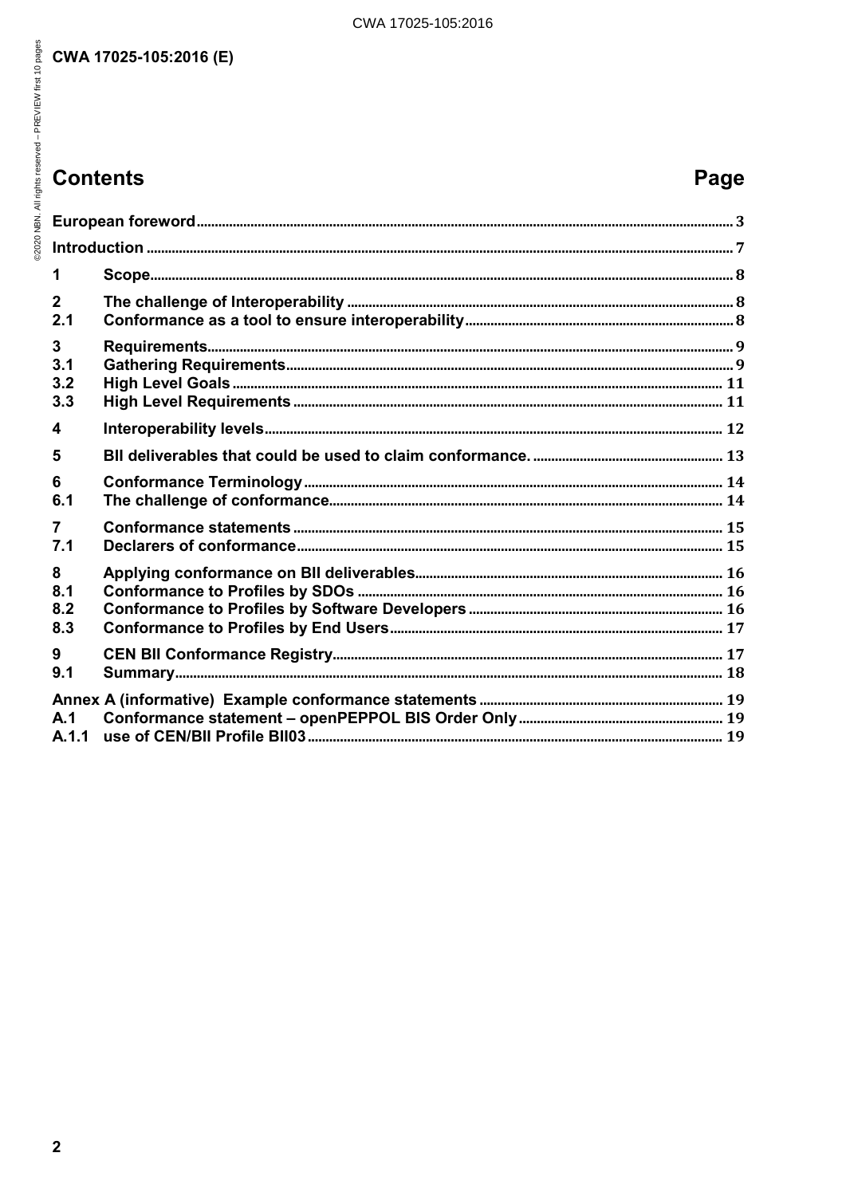# Contents

| | | Page |
|---|---|---|
| European foreword | | 3 |
| Introduction | | 7 |
| 1 | Scope | 8 |
| 2 | The challenge of Interoperability | 8 |
| 2.1 | Conformance as a tool to ensure interoperability | 8 |
| 3 | Requirements | 9 |
| 3.1 | Gathering Requirements | 9 |
| 3.2 | High Level Goals | 11 |
| 3.3 | High Level Requirements | 11 |
| 4 | Interoperability levels | 12 |
| 5 | BII deliverables that could be used to claim conformance. | 13 |
| 6 | Conformance Terminology | 14 |
| 6.1 | The challenge of conformance | 14 |
| 7 | Conformance statements | 15 |
| 7.1 | Declarers of conformance | 15 |
| 8 | Applying conformance on BII deliverables | 16 |
| 8.1 | Conformance to Profiles by SDOs | 16 |
| 8.2 | Conformance to Profiles by Software Developers | 16 |
| 8.3 | Conformance to Profiles by End Users | 17 |
| 9 | CEN BII Conformance Registry | 17 |
| 9.1 | Summary | 18 |
| Annex A (informative) Example conformance statements | | 19 |
| A.1 | Conformance statement – openPEPPOL BIS Order Only | 19 |
| A.1.1 | use of CEN/BII Profile BII03 | 19 |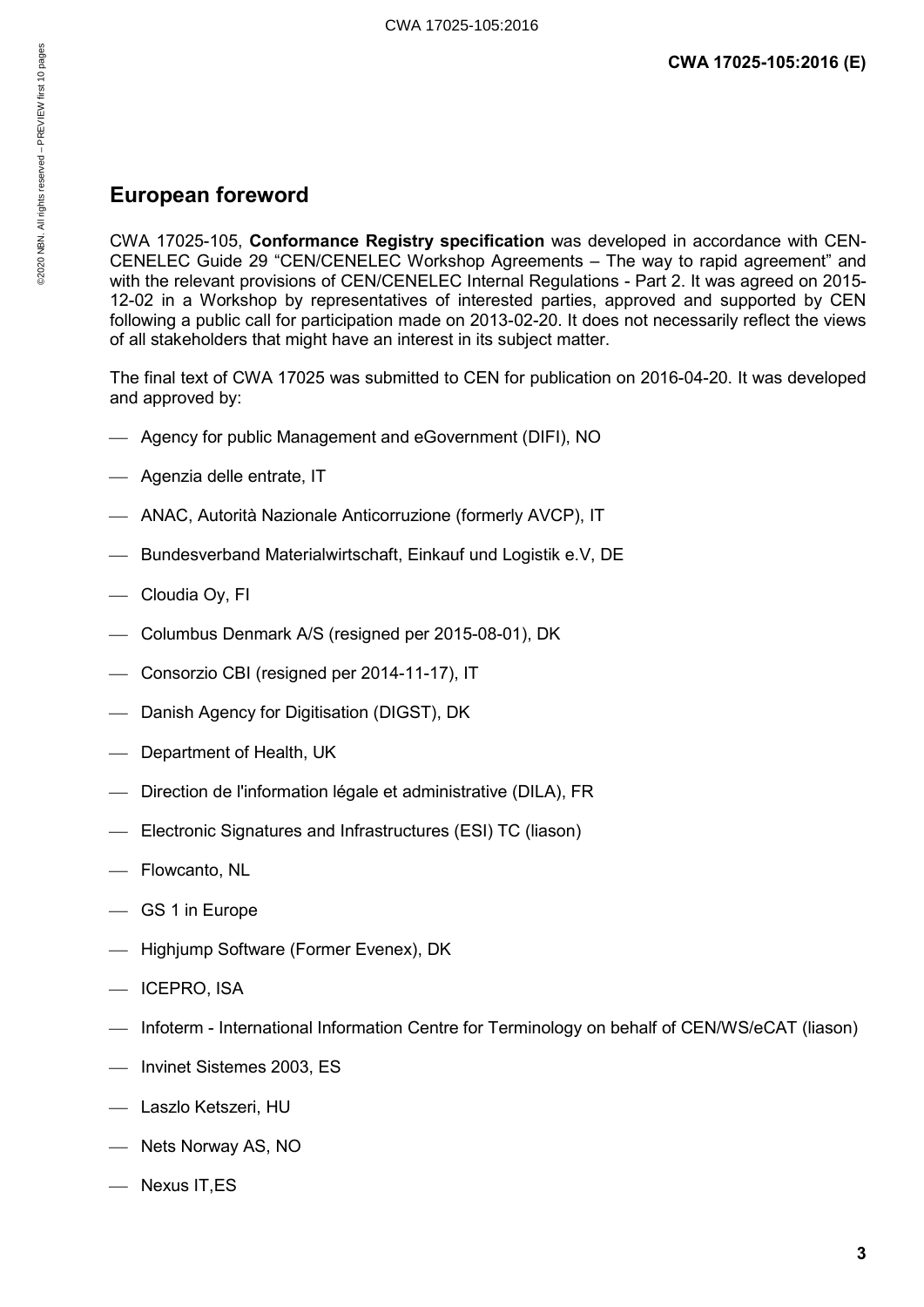## European foreword

CWA 17025-105, **Conformance Registry specification** was developed in accordance with CEN-CENELEC Guide 29 "CEN/CENELEC Workshop Agreements – The way to rapid agreement" and with the relevant provisions of CEN/CENELEC Internal Regulations - Part 2. It was agreed on 2015-12-02 in a Workshop by representatives of interested parties, approved and supported by CEN following a public call for participation made on 2013-02-20. It does not necessarily reflect the views of all stakeholders that might have an interest in its subject matter.

The final text of CWA 17025 was submitted to CEN for publication on 2016-04-20. It was developed and approved by:

- Agency for public Management and eGovernment (DIFI), NO
- Agenzia delle entrate, IT
- ANAC, Autorità Nazionale Anticorruzione (formerly AVCP), IT
- Bundesverband Materialwirtschaft, Einkauf und Logistik e.V, DE
- Cloudia Oy, FI
- Columbus Denmark A/S (resigned per 2015-08-01), DK
- Consorzio CBI (resigned per 2014-11-17), IT
- Danish Agency for Digitisation (DIGST), DK
- Department of Health, UK
- Direction de l'information légale et administrative (DILA), FR
- Electronic Signatures and Infrastructures (ESI) TC (liason)
- Flowcanto, NL
- GS 1 in Europe
- Highjump Software (Former Evenex), DK
- ICEPRO, ISA
- Infoterm - International Information Centre for Terminology on behalf of CEN/WS/eCAT (liason)
- Invinet Sistemes 2003, ES
- Laszlo Ketszeri, HU
- Nets Norway AS, NO
- Nexus IT,ES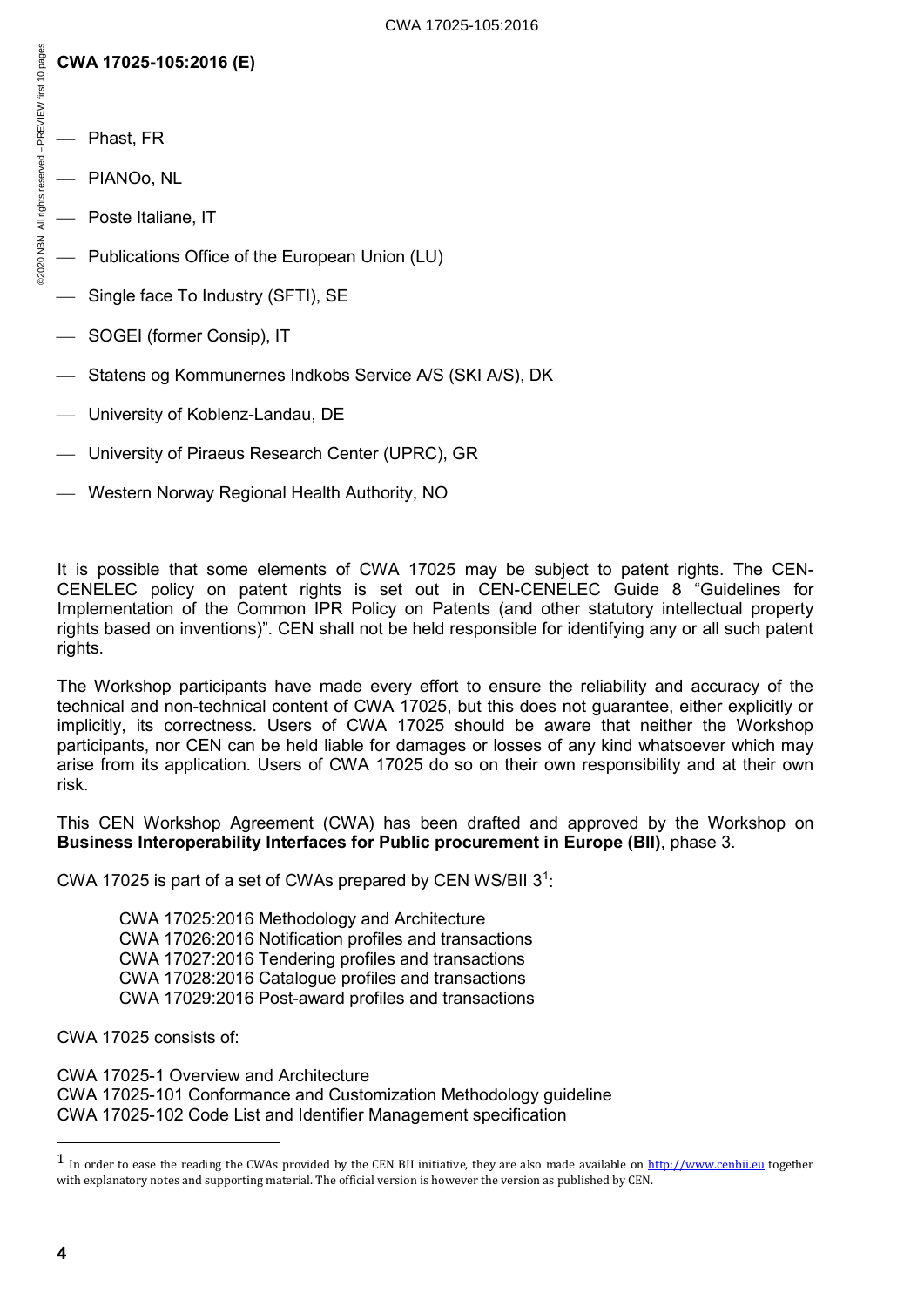- Phast, FR
- PIANOo, NL
- Poste Italiane, IT
- Publications Office of the European Union (LU)
- Single face To Industry (SFTI), SE
- SOGEI (former Consip), IT
- Statens og Kommunernes Indkobs Service A/S (SKI A/S), DK
- University of Koblenz-Landau, DE
- University of Piraeus Research Center (UPRC), GR
- Western Norway Regional Health Authority, NO

It is possible that some elements of CWA 17025 may be subject to patent rights. The CEN-CENELEC policy on patent rights is set out in CEN-CENELEC Guide 8 "Guidelines for Implementation of the Common IPR Policy on Patents (and other statutory intellectual property rights based on inventions)". CEN shall not be held responsible for identifying any or all such patent rights.

The Workshop participants have made every effort to ensure the reliability and accuracy of the technical and non-technical content of CWA 17025, but this does not guarantee, either explicitly or implicitly, its correctness. Users of CWA 17025 should be aware that neither the Workshop participants, nor CEN can be held liable for damages or losses of any kind whatsoever which may arise from its application. Users of CWA 17025 do so on their own responsibility and at their own risk.

This CEN Workshop Agreement (CWA) has been drafted and approved by the Workshop on **Business Interoperability Interfaces for Public procurement in Europe (BII)**, phase 3.

CWA 17025 is part of a set of CWAs prepared by CEN WS/BII 3[1]:

CWA 17025:2016 Methodology and Architecture
CWA 17026:2016 Notification profiles and transactions
CWA 17027:2016 Tendering profiles and transactions
CWA 17028:2016 Catalogue profiles and transactions
CWA 17029:2016 Post-award profiles and transactions

CWA 17025 consists of:

CWA 17025-1 Overview and Architecture
CWA 17025-101 Conformance and Customization Methodology guideline
CWA 17025-102 Code List and Identifier Management specification

[1] In order to ease the reading the CWAs provided by the CEN BII initiative, they are also made available on http://www.cenbii.eu together with explanatory notes and supporting material. The official version is however the version as published by CEN.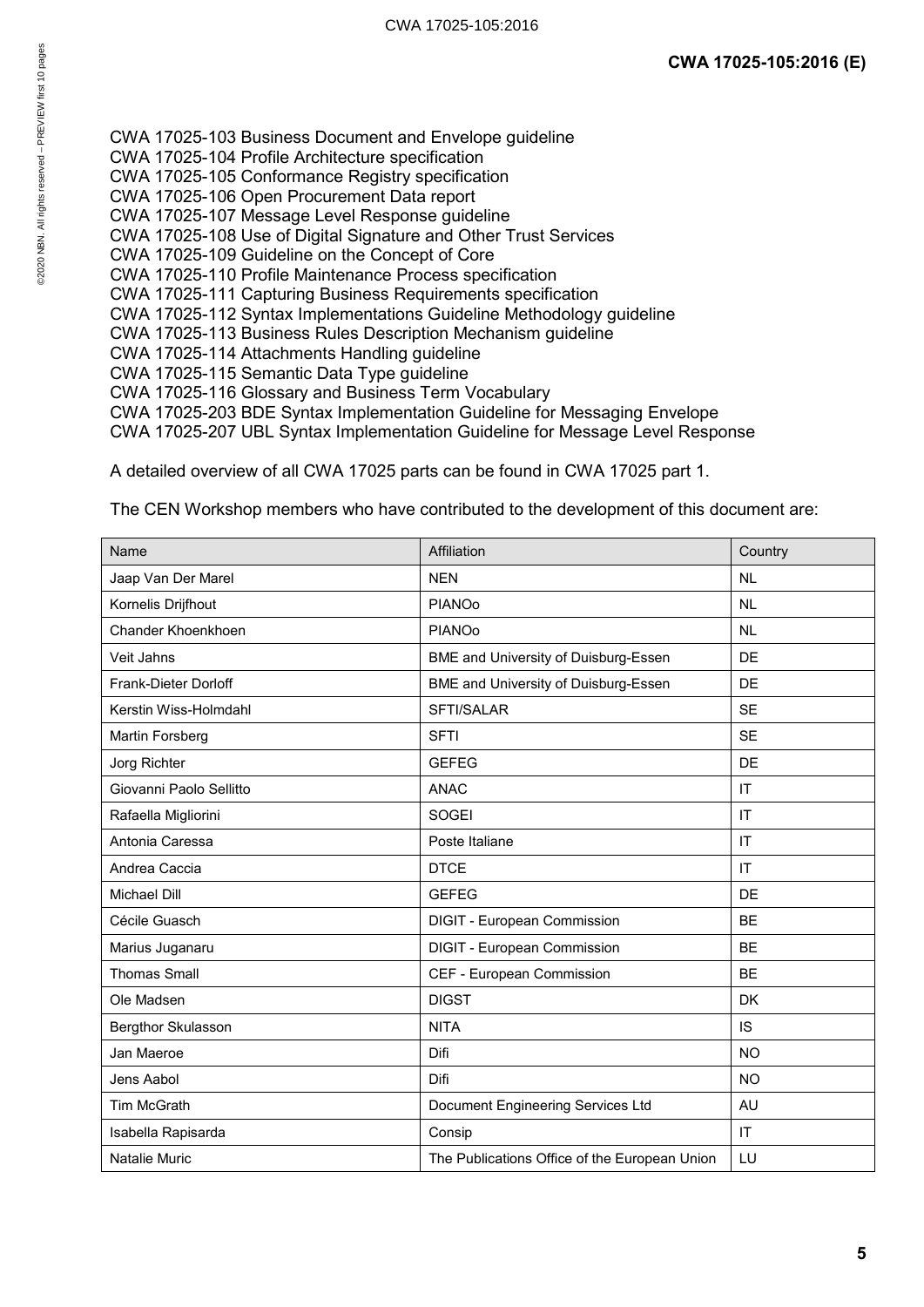CWA 17025-103 Business Document and Envelope guideline
CWA 17025-104 Profile Architecture specification
CWA 17025-105 Conformance Registry specification
CWA 17025-106 Open Procurement Data report
CWA 17025-107 Message Level Response guideline
CWA 17025-108 Use of Digital Signature and Other Trust Services
CWA 17025-109 Guideline on the Concept of Core
CWA 17025-110 Profile Maintenance Process specification
CWA 17025-111 Capturing Business Requirements specification
CWA 17025-112 Syntax Implementations Guideline Methodology guideline
CWA 17025-113 Business Rules Description Mechanism guideline
CWA 17025-114 Attachments Handling guideline
CWA 17025-115 Semantic Data Type guideline
CWA 17025-116 Glossary and Business Term Vocabulary
CWA 17025-203 BDE Syntax Implementation Guideline for Messaging Envelope
CWA 17025-207 UBL Syntax Implementation Guideline for Message Level Response

A detailed overview of all CWA 17025 parts can be found in CWA 17025 part 1.

The CEN Workshop members who have contributed to the development of this document are:

| Name | Affiliation | Country |
|---|---|---|
| Jaap Van Der Marel | NEN | NL |
| Kornelis Drijfhout | PIANOo | NL |
| Chander Khoenkhoen | PIANOo | NL |
| Veit Jahns | BME and University of Duisburg-Essen | DE |
| Frank-Dieter Dorloff | BME and University of Duisburg-Essen | DE |
| Kerstin Wiss-Holmdahl | SFTI/SALAR | SE |
| Martin Forsberg | SFTI | SE |
| Jorg Richter | GEFEG | DE |
| Giovanni Paolo Sellitto | ANAC | IT |
| Rafaella Migliorini | SOGEI | IT |
| Antonia Caressa | Poste Italiane | IT |
| Andrea Caccia | DTCE | IT |
| Michael Dill | GEFEG | DE |
| Cécile Guasch | DIGIT - European Commission | BE |
| Marius Juganaru | DIGIT - European Commission | BE |
| Thomas Small | CEF - European Commission | BE |
| Ole Madsen | DIGST | DK |
| Bergthor Skulasson | NITA | IS |
| Jan Maeroe | Difi | NO |
| Jens Aabol | Difi | NO |
| Tim McGrath | Document Engineering Services Ltd | AU |
| Isabella Rapisarda | Consip | IT |
| Natalie Muric | The Publications Office of the European Union | LU |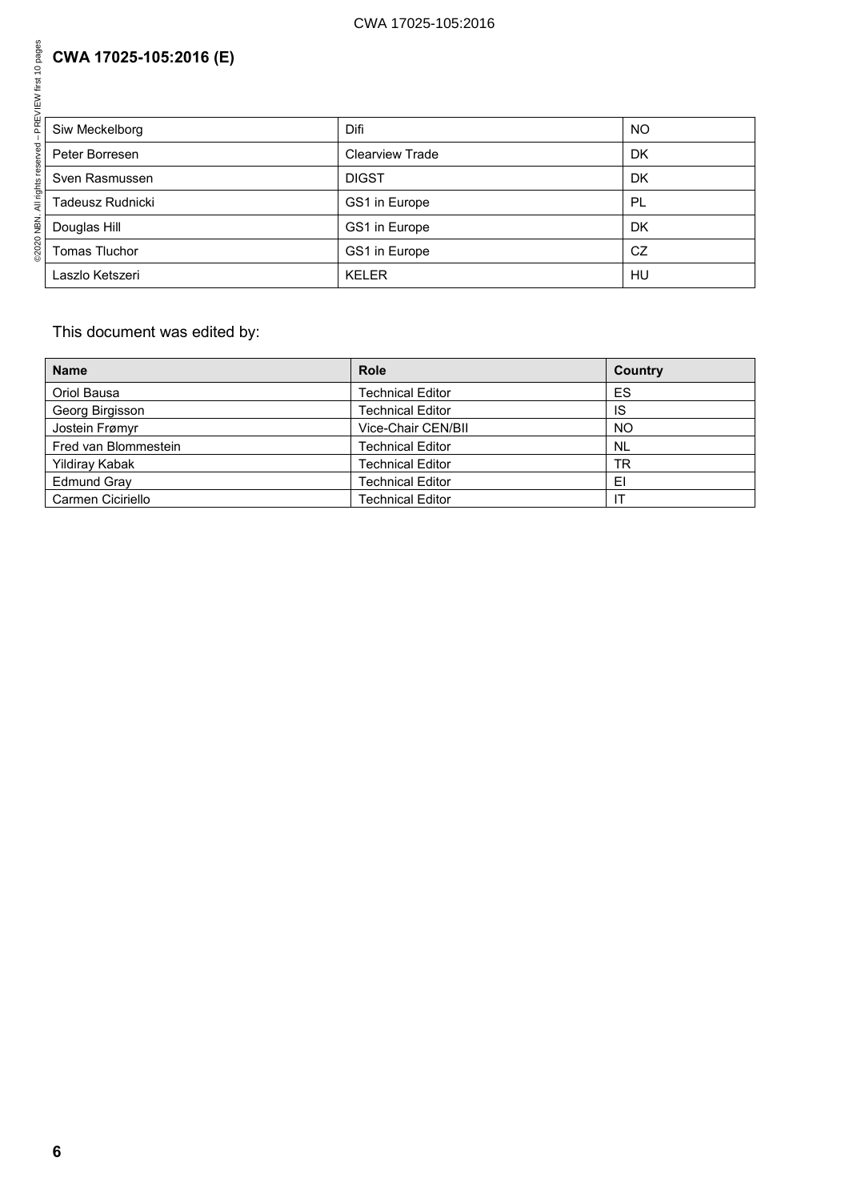| Siw Meckelborg | Difi | NO |
|---|---|---|
| Peter Borresen | Clearview Trade | DK |
| Sven Rasmussen | DIGST | DK |
| Tadeusz Rudnicki | GS1 in Europe | PL |
| Douglas Hill | GS1 in Europe | DK |
| Tomas Tluchor | GS1 in Europe | CZ |
| Laszlo Ketszeri | KELER | HU |

This document was edited by:

| Name | Role | Country |
|---|---|---|
| Oriol Bausa | Technical Editor | ES |
| Georg Birgisson | Technical Editor | IS |
| Jostein Frømyr | Vice-Chair CEN/BII | NO |
| Fred van Blommestein | Technical Editor | NL |
| Yildiray Kabak | Technical Editor | TR |
| Edmund Gray | Technical Editor | EI |
| Carmen Ciciriello | Technical Editor | IT |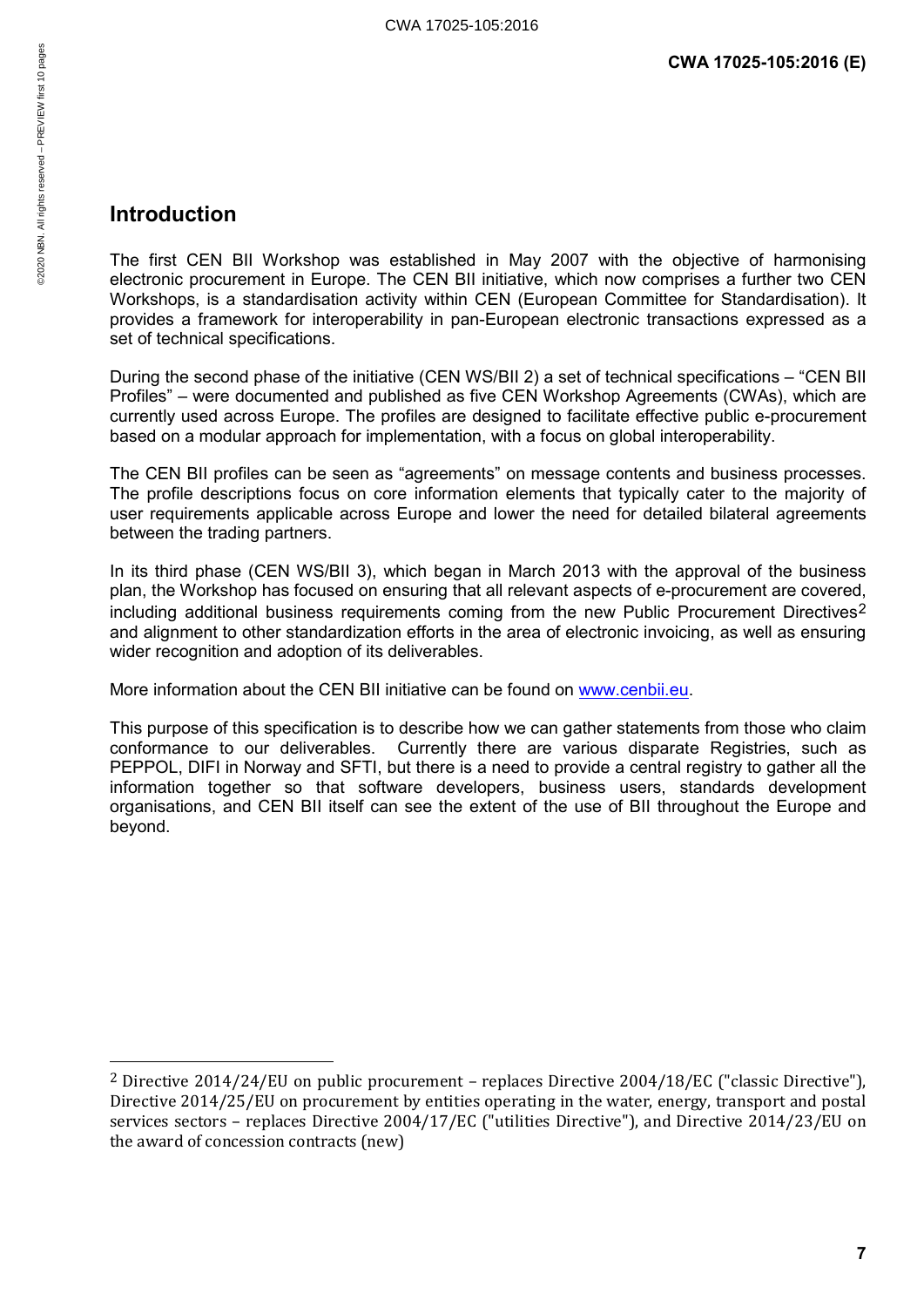## Introduction

The first CEN BII Workshop was established in May 2007 with the objective of harmonising electronic procurement in Europe. The CEN BII initiative, which now comprises a further two CEN Workshops, is a standardisation activity within CEN (European Committee for Standardisation). It provides a framework for interoperability in pan-European electronic transactions expressed as a set of technical specifications.

During the second phase of the initiative (CEN WS/BII 2) a set of technical specifications – "CEN BII Profiles" – were documented and published as five CEN Workshop Agreements (CWAs), which are currently used across Europe. The profiles are designed to facilitate effective public e-procurement based on a modular approach for implementation, with a focus on global interoperability.

The CEN BII profiles can be seen as "agreements" on message contents and business processes. The profile descriptions focus on core information elements that typically cater to the majority of user requirements applicable across Europe and lower the need for detailed bilateral agreements between the trading partners.

In its third phase (CEN WS/BII 3), which began in March 2013 with the approval of the business plan, the Workshop has focused on ensuring that all relevant aspects of e-procurement are covered, including additional business requirements coming from the new Public Procurement Directives[2] and alignment to other standardization efforts in the area of electronic invoicing, as well as ensuring wider recognition and adoption of its deliverables.

More information about the CEN BII initiative can be found on www.cenbii.eu.

This purpose of this specification is to describe how we can gather statements from those who claim conformance to our deliverables. Currently there are various disparate Registries, such as PEPPOL, DIFI in Norway and SFTI, but there is a need to provide a central registry to gather all the information together so that software developers, business users, standards development organisations, and CEN BII itself can see the extent of the use of BII throughout the Europe and beyond.

---

[2] Directive 2014/24/EU on public procurement – replaces Directive 2004/18/EC ("classic Directive"), Directive 2014/25/EU on procurement by entities operating in the water, energy, transport and postal services sectors – replaces Directive 2004/17/EC ("utilities Directive"), and Directive 2014/23/EU on the award of concession contracts (new)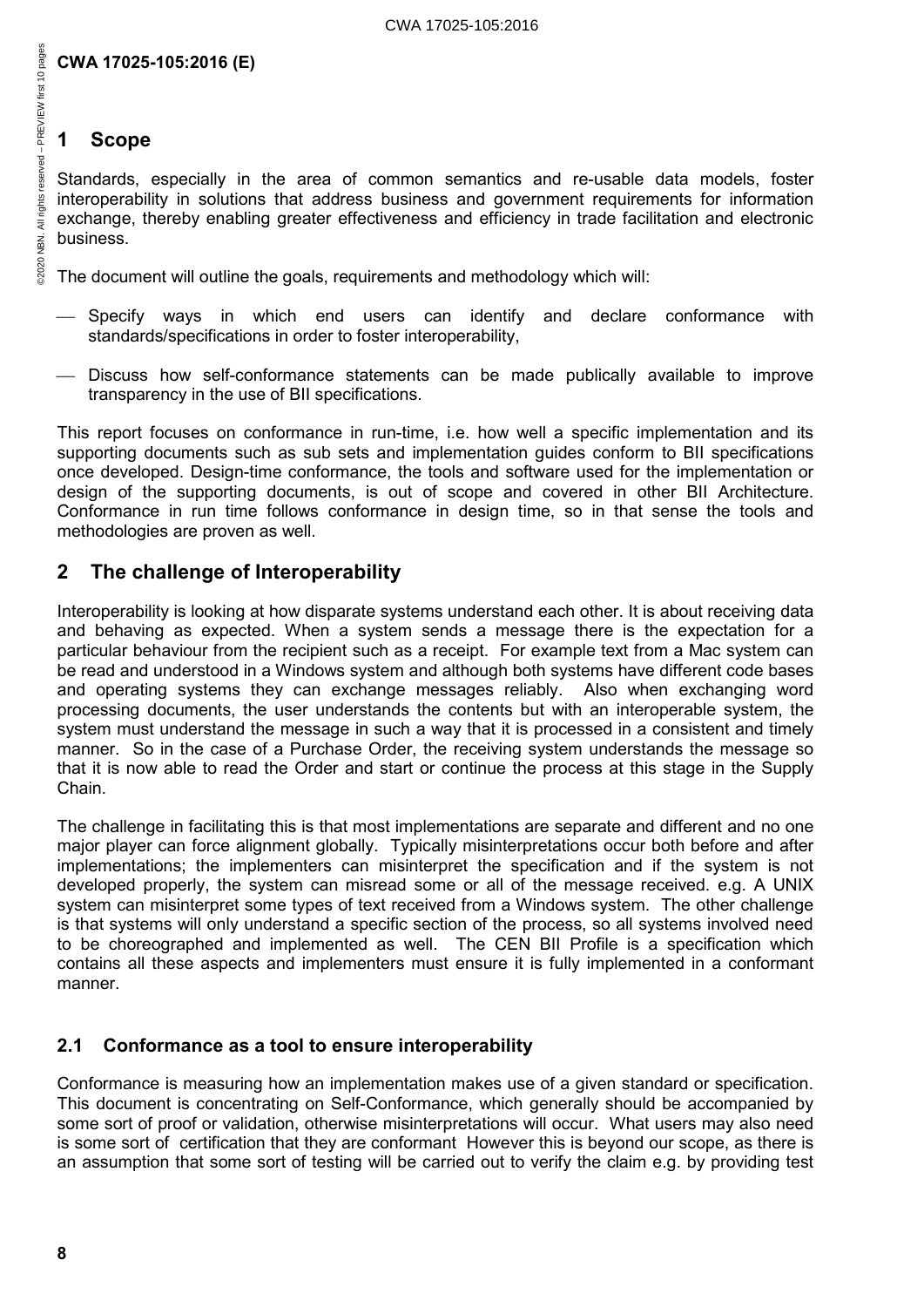# 1 Scope

Standards, especially in the area of common semantics and re-usable data models, foster interoperability in solutions that address business and government requirements for information exchange, thereby enabling greater effectiveness and efficiency in trade facilitation and electronic business.

The document will outline the goals, requirements and methodology which will:

- Specify ways in which end users can identify and declare conformance with standards/specifications in order to foster interoperability,
- Discuss how self-conformance statements can be made publically available to improve transparency in the use of BII specifications.

This report focuses on conformance in run-time, i.e. how well a specific implementation and its supporting documents such as sub sets and implementation guides conform to BII specifications once developed. Design-time conformance, the tools and software used for the implementation or design of the supporting documents, is out of scope and covered in other BII Architecture. Conformance in run time follows conformance in design time, so in that sense the tools and methodologies are proven as well.

# 2 The challenge of Interoperability

Interoperability is looking at how disparate systems understand each other. It is about receiving data and behaving as expected. When a system sends a message there is the expectation for a particular behaviour from the recipient such as a receipt. For example text from a Mac system can be read and understood in a Windows system and although both systems have different code bases and operating systems they can exchange messages reliably. Also when exchanging word processing documents, the user understands the contents but with an interoperable system, the system must understand the message in such a way that it is processed in a consistent and timely manner. So in the case of a Purchase Order, the receiving system understands the message so that it is now able to read the Order and start or continue the process at this stage in the Supply Chain.

The challenge in facilitating this is that most implementations are separate and different and no one major player can force alignment globally. Typically misinterpretations occur both before and after implementations; the implementers can misinterpret the specification and if the system is not developed properly, the system can misread some or all of the message received. e.g. A UNIX system can misinterpret some types of text received from a Windows system. The other challenge is that systems will only understand a specific section of the process, so all systems involved need to be choreographed and implemented as well. The CEN BII Profile is a specification which contains all these aspects and implementers must ensure it is fully implemented in a conformant manner.

## 2.1 Conformance as a tool to ensure interoperability

Conformance is measuring how an implementation makes use of a given standard or specification. This document is concentrating on Self-Conformance, which generally should be accompanied by some sort of proof or validation, otherwise misinterpretations will occur. What users may also need is some sort of certification that they are conformant However this is beyond our scope, as there is an assumption that some sort of testing will be carried out to verify the claim e.g. by providing test